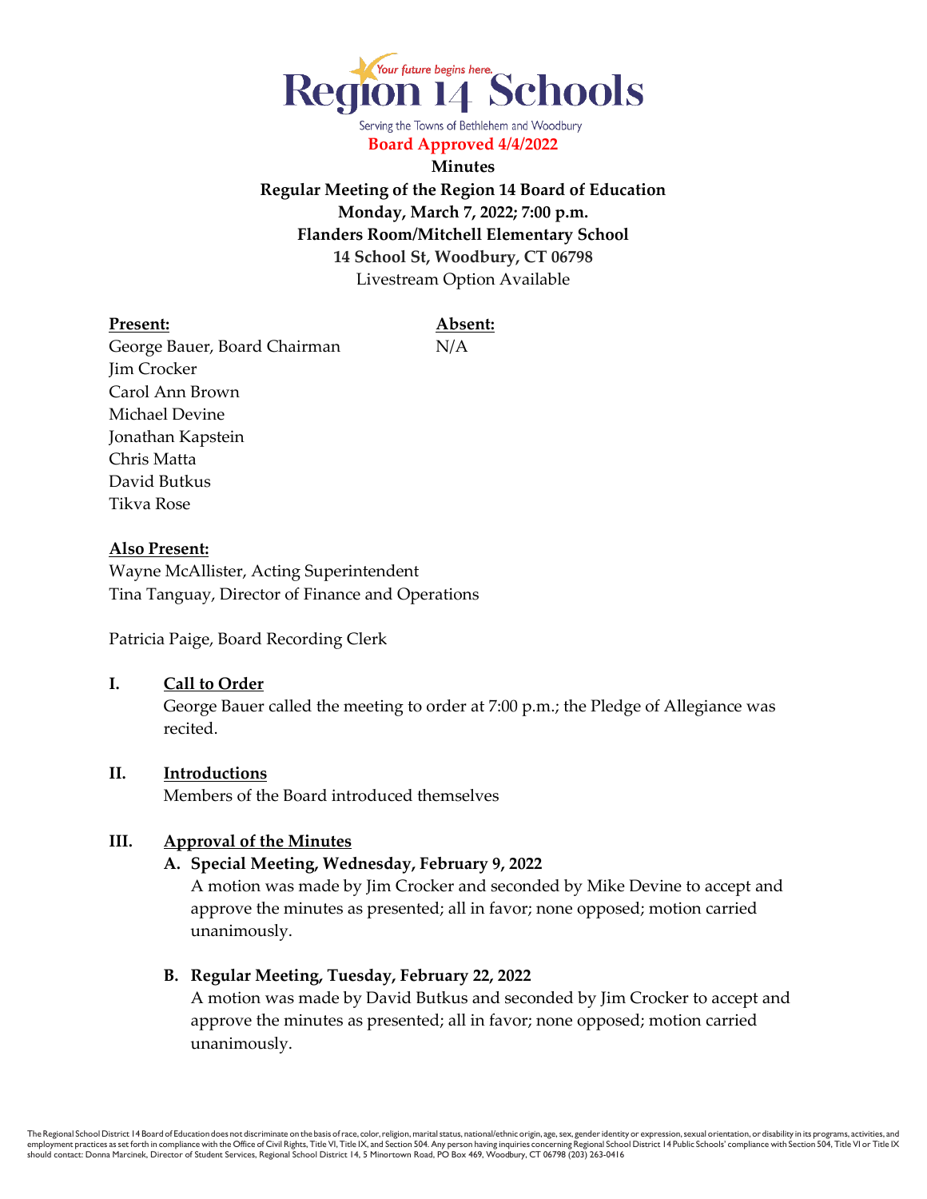Region 14 Schools

Serving the Towns of Bethlehem and Woodbury

**Board Approved 4/4/2022**

**Minutes**

**Regular Meeting of the Region 14 Board of Education**

**Monday, March 7, 2022; 7:00 p.m.**

**Flanders Room/Mitchell Elementary School**

**14 School St, Woodbury, CT 06798**

Livestream Option Available

| **Present:** | **Absent:** |
|---|---|
| George Bauer, Board Chairman | N/A |
| Jim Crocker | |
| Carol Ann Brown | |
| Michael Devine | |
| Jonathan Kapstein | |
| Chris Matta | |
| David Butkus | |
| Tikva Rose | |

**Also Present:**

Wayne McAllister, Acting Superintendent
Tina Tanguay, Director of Finance and Operations

Patricia Paige, Board Recording Clerk

## I. Call to Order

George Bauer called the meeting to order at 7:00 p.m.; the Pledge of Allegiance was recited.

## II. Introductions

Members of the Board introduced themselves

## III. Approval of the Minutes

**A. Special Meeting, Wednesday, February 9, 2022**

A motion was made by Jim Crocker and seconded by Mike Devine to accept and approve the minutes as presented; all in favor; none opposed; motion carried unanimously.

**B. Regular Meeting, Tuesday, February 22, 2022**

A motion was made by David Butkus and seconded by Jim Crocker to accept and approve the minutes as presented; all in favor; none opposed; motion carried unanimously.

The Regional School District 14 Board of Education does not discriminate on the basis of race, color, religion, marital status, national/ethnic origin, age, sex, gender identity or expression, sexual orientation, or disability in its programs, activities, and employment practices as set forth in compliance with the Office of Civil Rights, Title VI, Title IX, and Section 504. Any person having inquiries concerning Regional School District 14 Public Schools' compliance with Section 504, Title VI or Title IX should contact: Donna Marcinek, Director of Student Services, Regional School District 14, 5 Minortown Road, PO Box 469, Woodbury, CT 06798 (203) 263-0416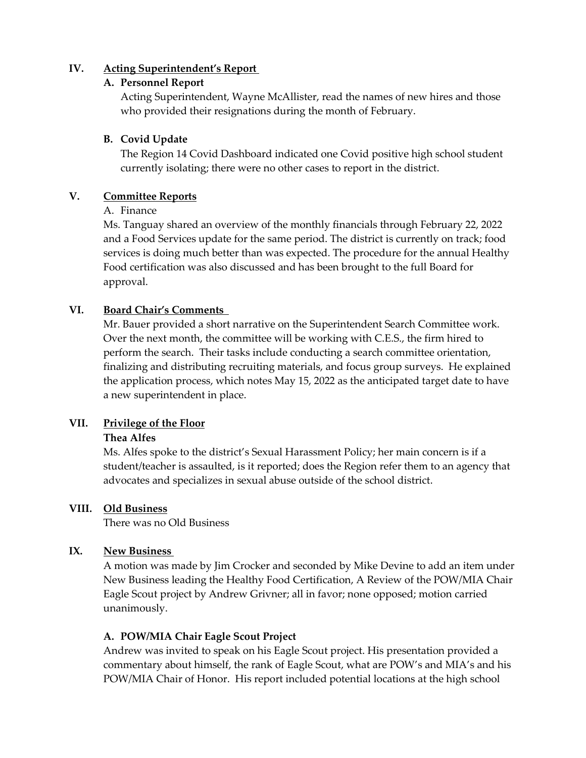## IV. Acting Superintendent's Report

### A. Personnel Report

Acting Superintendent, Wayne McAllister, read the names of new hires and those who provided their resignations during the month of February.

### B. Covid Update

The Region 14 Covid Dashboard indicated one Covid positive high school student currently isolating; there were no other cases to report in the district.

## V. Committee Reports

A. Finance

Ms. Tanguay shared an overview of the monthly financials through February 22, 2022 and a Food Services update for the same period. The district is currently on track; food services is doing much better than was expected. The procedure for the annual Healthy Food certification was also discussed and has been brought to the full Board for approval.

## VI. Board Chair's Comments

Mr. Bauer provided a short narrative on the Superintendent Search Committee work. Over the next month, the committee will be working with C.E.S., the firm hired to perform the search. Their tasks include conducting a search committee orientation, finalizing and distributing recruiting materials, and focus group surveys. He explained the application process, which notes May 15, 2022 as the anticipated target date to have a new superintendent in place.

## VII. Privilege of the Floor

**Thea Alfes**

Ms. Alfes spoke to the district's Sexual Harassment Policy; her main concern is if a student/teacher is assaulted, is it reported; does the Region refer them to an agency that advocates and specializes in sexual abuse outside of the school district.

## VIII. Old Business

There was no Old Business

## IX. New Business

A motion was made by Jim Crocker and seconded by Mike Devine to add an item under New Business leading the Healthy Food Certification, A Review of the POW/MIA Chair Eagle Scout project by Andrew Grivner; all in favor; none opposed; motion carried unanimously.

### A. POW/MIA Chair Eagle Scout Project

Andrew was invited to speak on his Eagle Scout project. His presentation provided a commentary about himself, the rank of Eagle Scout, what are POW's and MIA's and his POW/MIA Chair of Honor. His report included potential locations at the high school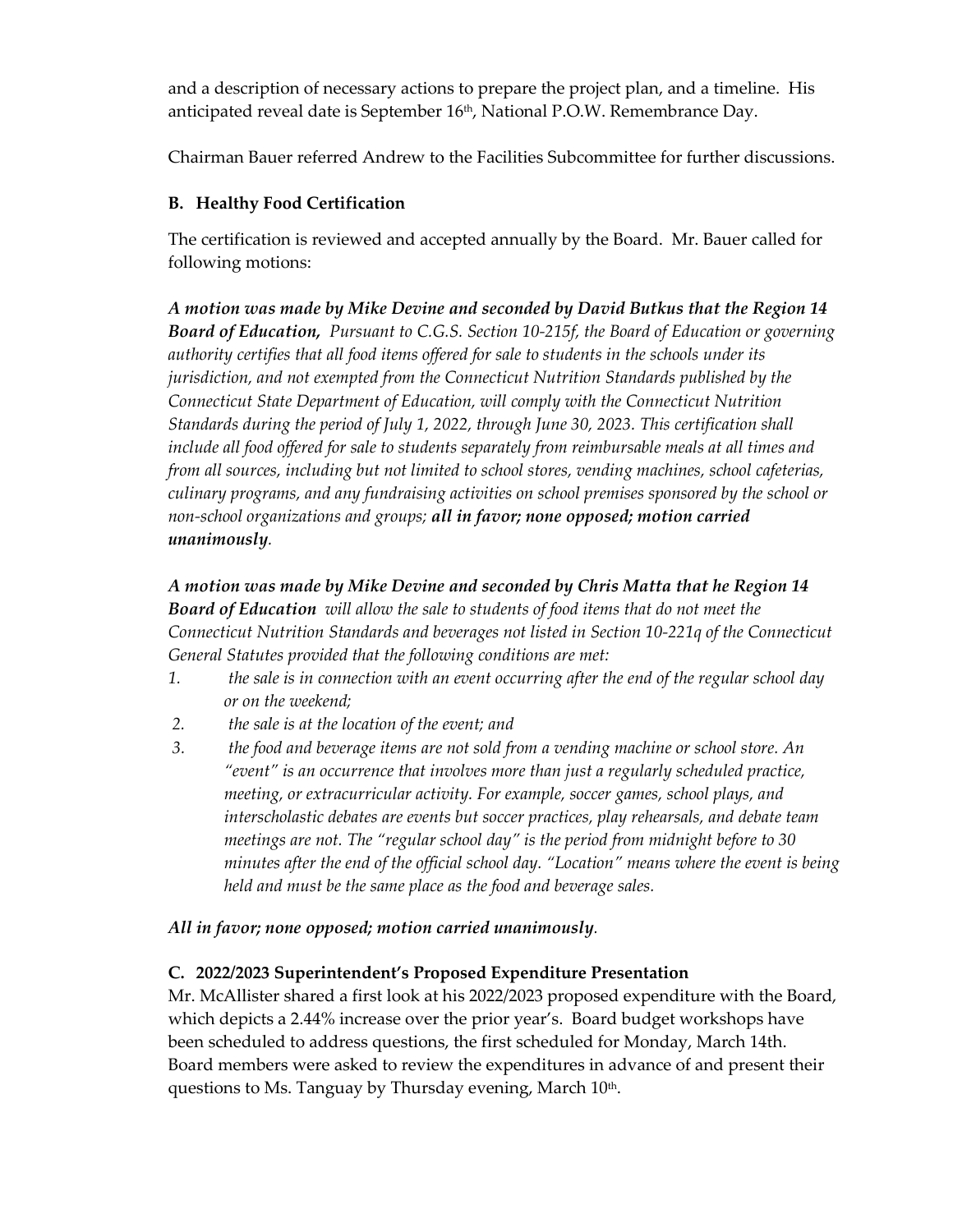and a description of necessary actions to prepare the project plan, and a timeline. His anticipated reveal date is September 16th, National P.O.W. Remembrance Day.

Chairman Bauer referred Andrew to the Facilities Subcommittee for further discussions.

### B. Healthy Food Certification

The certification is reviewed and accepted annually by the Board. Mr. Bauer called for following motions:

***A motion was made by Mike Devine and seconded by David Butkus that the Region 14 Board of Education,*** *Pursuant to C.G.S. Section 10-215f, the Board of Education or governing authority certifies that all food items offered for sale to students in the schools under its jurisdiction, and not exempted from the Connecticut Nutrition Standards published by the Connecticut State Department of Education, will comply with the Connecticut Nutrition Standards during the period of July 1, 2022, through June 30, 2023. This certification shall include all food offered for sale to students separately from reimbursable meals at all times and from all sources, including but not limited to school stores, vending machines, school cafeterias, culinary programs, and any fundraising activities on school premises sponsored by the school or non-school organizations and groups;* ***all in favor; none opposed; motion carried unanimously****.*

***A motion was made by Mike Devine and seconded by Chris Matta that he Region 14 Board of Education*** *will allow the sale to students of food items that do not meet the Connecticut Nutrition Standards and beverages not listed in Section 10-221q of the Connecticut General Statutes provided that the following conditions are met:*

1. *the sale is in connection with an event occurring after the end of the regular school day or on the weekend;*
2. *the sale is at the location of the event; and*
3. *the food and beverage items are not sold from a vending machine or school store. An "event" is an occurrence that involves more than just a regularly scheduled practice, meeting, or extracurricular activity. For example, soccer games, school plays, and interscholastic debates are events but soccer practices, play rehearsals, and debate team meetings are not. The "regular school day" is the period from midnight before to 30 minutes after the end of the official school day. "Location" means where the event is being held and must be the same place as the food and beverage sales.*

***All in favor; none opposed; motion carried unanimously****.*

### C. 2022/2023 Superintendent's Proposed Expenditure Presentation

Mr. McAllister shared a first look at his 2022/2023 proposed expenditure with the Board, which depicts a 2.44% increase over the prior year's. Board budget workshops have been scheduled to address questions, the first scheduled for Monday, March 14th. Board members were asked to review the expenditures in advance of and present their questions to Ms. Tanguay by Thursday evening, March 10th.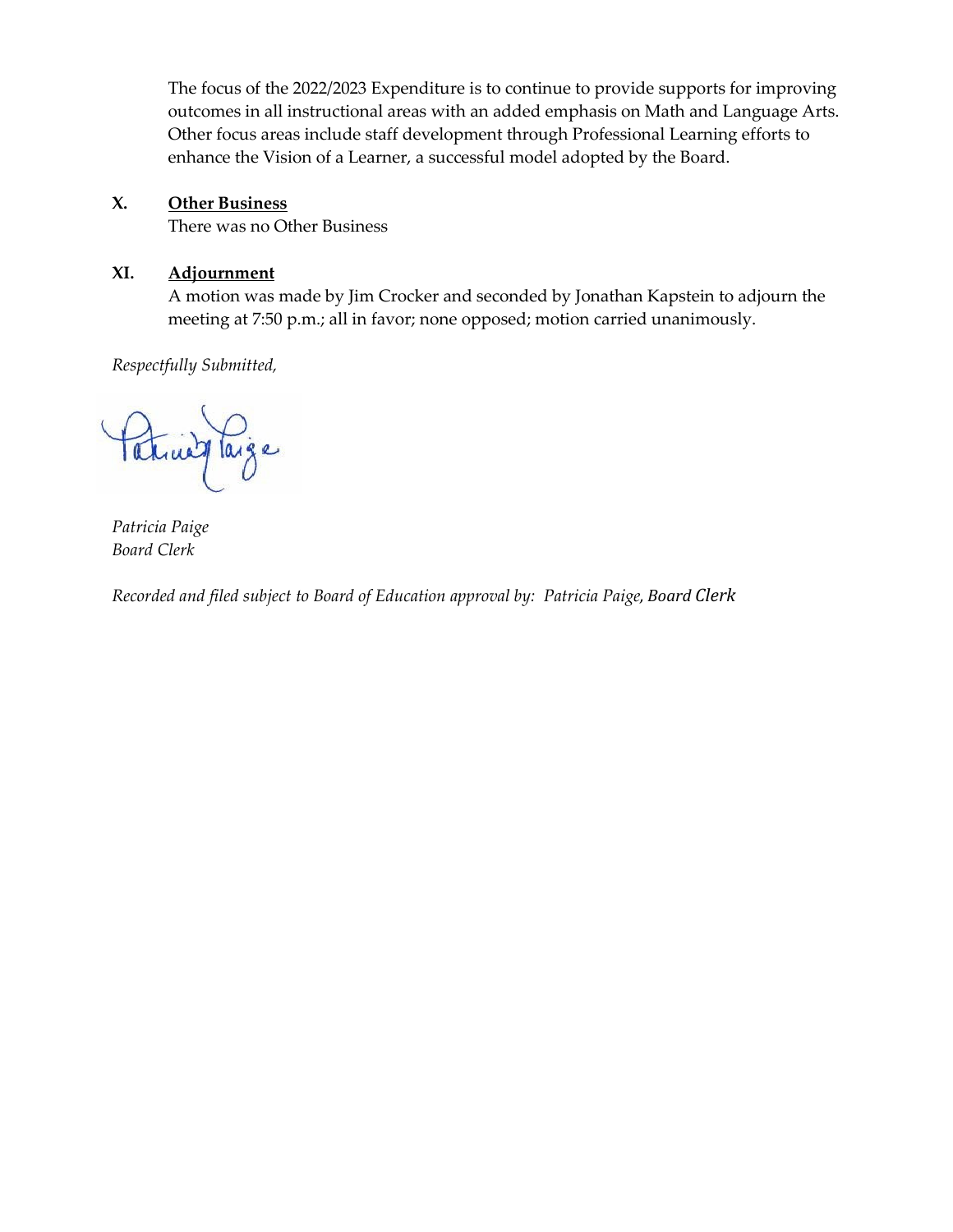The focus of the 2022/2023 Expenditure is to continue to provide supports for improving outcomes in all instructional areas with an added emphasis on Math and Language Arts. Other focus areas include staff development through Professional Learning efforts to enhance the Vision of a Learner, a successful model adopted by the Board.

**X. Other Business**

There was no Other Business

**XI. Adjournment**

A motion was made by Jim Crocker and seconded by Jonathan Kapstein to adjourn the meeting at 7:50 p.m.; all in favor; none opposed; motion carried unanimously.

*Respectfully Submitted,*

*Patricia Paige*
*Board Clerk*

*Recorded and filed subject to Board of Education approval by: Patricia Paige, Board Clerk*